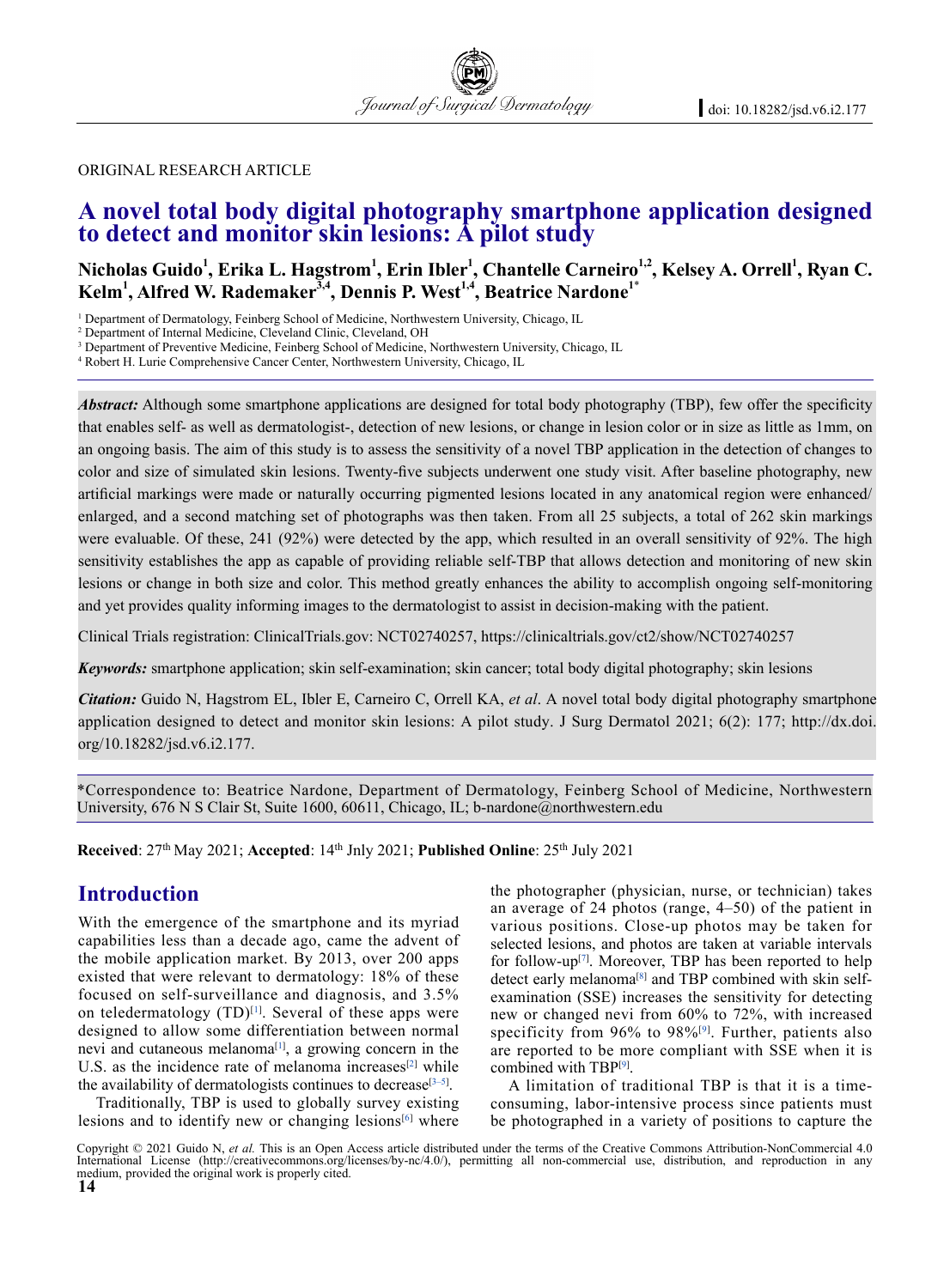ORIGINAL RESEARCH ARTICLE

# A novel total body digital photography smartphone application designed to detect and monitor skin lesions: A pilot study

**Nicholas Guido[1], Erika L. Hagstrom[1], Erin Ibler[1], Chantelle Carneiro[1,2], Kelsey A. Orrell[1], Ryan C. Kelm[1], Alfred W. Rademaker[3,4], Dennis P. West[1,4], Beatrice Nardone[1*]**

[1] Department of Dermatology, Feinberg School of Medicine, Northwestern University, Chicago, IL
[2] Department of Internal Medicine, Cleveland Clinic, Cleveland, OH
[3] Department of Preventive Medicine, Feinberg School of Medicine, Northwestern University, Chicago, IL
[4] Robert H. Lurie Comprehensive Cancer Center, Northwestern University, Chicago, IL

***Abstract:*** Although some smartphone applications are designed for total body photography (TBP), few offer the specificity that enables self- as well as dermatologist-, detection of new lesions, or change in lesion color or in size as little as 1mm, on an ongoing basis. The aim of this study is to assess the sensitivity of a novel TBP application in the detection of changes to color and size of simulated skin lesions. Twenty-five subjects underwent one study visit. After baseline photography, new artificial markings were made or naturally occurring pigmented lesions located in any anatomical region were enhanced/enlarged, and a second matching set of photographs was then taken. From all 25 subjects, a total of 262 skin markings were evaluable. Of these, 241 (92%) were detected by the app, which resulted in an overall sensitivity of 92%. The high sensitivity establishes the app as capable of providing reliable self-TBP that allows detection and monitoring of new skin lesions or change in both size and color. This method greatly enhances the ability to accomplish ongoing self-monitoring and yet provides quality informing images to the dermatologist to assist in decision-making with the patient.

Clinical Trials registration: ClinicalTrials.gov: NCT02740257, https://clinicaltrials.gov/ct2/show/NCT02740257

***Keywords:*** smartphone application; skin self-examination; skin cancer; total body digital photography; skin lesions

***Citation:*** Guido N, Hagstrom EL, Ibler E, Carneiro C, Orrell KA, *et al*. A novel total body digital photography smartphone application designed to detect and monitor skin lesions: A pilot study. J Surg Dermatol 2021; 6(2): 177; http://dx.doi.org/10.18282/jsd.v6.i2.177.

*Correspondence to: Beatrice Nardone, Department of Dermatology, Feinberg School of Medicine, Northwestern University, 676 N S Clair St, Suite 1600, 60611, Chicago, IL; b-nardone@northwestern.edu

**Received**: 27th May 2021; **Accepted**: 14th Jnly 2021; **Published Online**: 25th July 2021

## Introduction

With the emergence of the smartphone and its myriad capabilities less than a decade ago, came the advent of the mobile application market. By 2013, over 200 apps existed that were relevant to dermatology: 18% of these focused on self-surveillance and diagnosis, and 3.5% on teledermatology (TD)[1]. Several of these apps were designed to allow some differentiation between normal nevi and cutaneous melanoma[1], a growing concern in the U.S. as the incidence rate of melanoma increases[2] while the availability of dermatologists continues to decrease[3–5].

Traditionally, TBP is used to globally survey existing lesions and to identify new or changing lesions[6] where the photographer (physician, nurse, or technician) takes an average of 24 photos (range, 4–50) of the patient in various positions. Close-up photos may be taken for selected lesions, and photos are taken at variable intervals for follow-up[7]. Moreover, TBP has been reported to help detect early melanoma[8] and TBP combined with skin self-examination (SSE) increases the sensitivity for detecting new or changed nevi from 60% to 72%, with increased specificity from 96% to 98%[9]. Further, patients also are reported to be more compliant with SSE when it is combined with TBP[9].

A limitation of traditional TBP is that it is a time-consuming, labor-intensive process since patients must be photographed in a variety of positions to capture the

Copyright © 2021 Guido N, *et al.* This is an Open Access article distributed under the terms of the Creative Commons Attribution-NonCommercial 4.0 International License (http://creativecommons.org/licenses/by-nc/4.0/), permitting all non-commercial use, distribution, and reproduction in any medium, provided the original work is properly cited.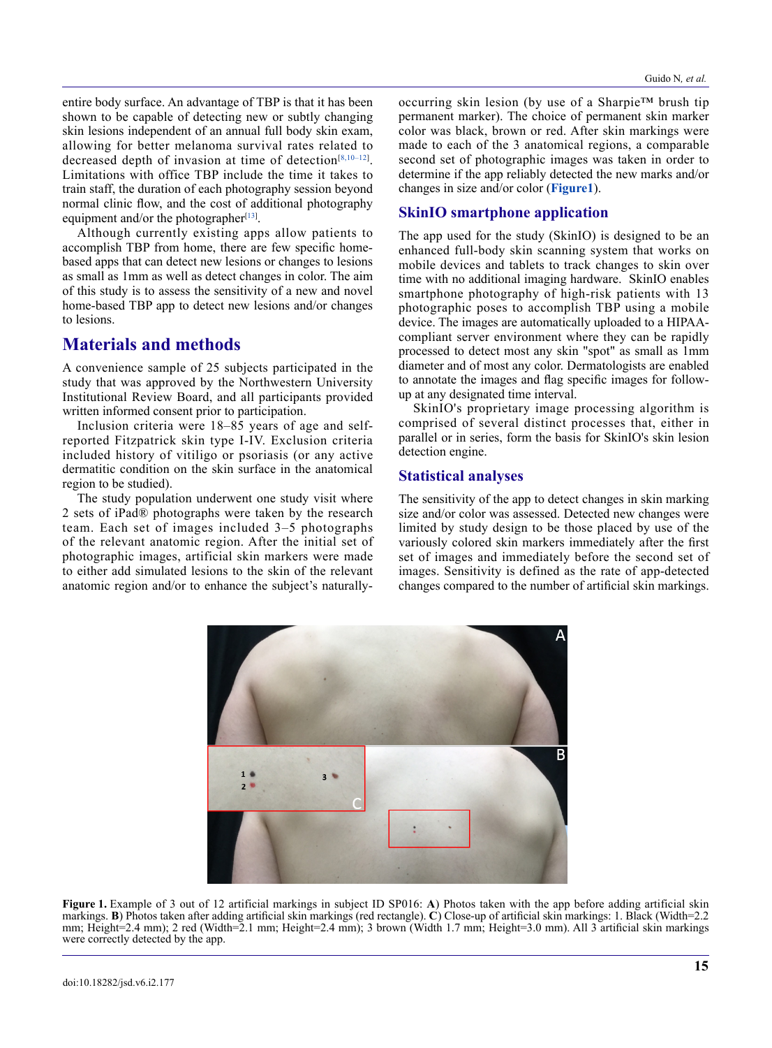entire body surface. An advantage of TBP is that it has been shown to be capable of detecting new or subtly changing skin lesions independent of an annual full body skin exam, allowing for better melanoma survival rates related to decreased depth of invasion at time of detection[8,10–12]. Limitations with office TBP include the time it takes to train staff, the duration of each photography session beyond normal clinic flow, and the cost of additional photography equipment and/or the photographer[13].

Although currently existing apps allow patients to accomplish TBP from home, there are few specific home-based apps that can detect new lesions or changes to lesions as small as 1mm as well as detect changes in color. The aim of this study is to assess the sensitivity of a new and novel home-based TBP app to detect new lesions and/or changes to lesions.

## Materials and methods

A convenience sample of 25 subjects participated in the study that was approved by the Northwestern University Institutional Review Board, and all participants provided written informed consent prior to participation.

Inclusion criteria were 18–85 years of age and self-reported Fitzpatrick skin type I-IV. Exclusion criteria included history of vitiligo or psoriasis (or any active dermatitic condition on the skin surface in the anatomical region to be studied).

The study population underwent one study visit where 2 sets of iPad® photographs were taken by the research team. Each set of images included 3–5 photographs of the relevant anatomic region. After the initial set of photographic images, artificial skin markers were made to either add simulated lesions to the skin of the relevant anatomic region and/or to enhance the subject's naturally-occurring skin lesion (by use of a Sharpie™ brush tip permanent marker). The choice of permanent skin marker color was black, brown or red. After skin markings were made to each of the 3 anatomical regions, a comparable second set of photographic images was taken in order to determine if the app reliably detected the new marks and/or changes in size and/or color (**Figure1**).

### SkinIO smartphone application

The app used for the study (SkinIO) is designed to be an enhanced full-body skin scanning system that works on mobile devices and tablets to track changes to skin over time with no additional imaging hardware. SkinIO enables smartphone photography of high-risk patients with 13 photographic poses to accomplish TBP using a mobile device. The images are automatically uploaded to a HIPAA-compliant server environment where they can be rapidly processed to detect most any skin "spot" as small as 1mm diameter and of most any color. Dermatologists are enabled to annotate the images and flag specific images for follow-up at any designated time interval.

SkinIO's proprietary image processing algorithm is comprised of several distinct processes that, either in parallel or in series, form the basis for SkinIO's skin lesion detection engine.

### Statistical analyses

The sensitivity of the app to detect changes in skin marking size and/or color was assessed. Detected new changes were limited by study design to be those placed by use of the variously colored skin markers immediately after the first set of images and immediately before the second set of images. Sensitivity is defined as the rate of app-detected changes compared to the number of artificial skin markings.

**Figure 1.** Example of 3 out of 12 artificial markings in subject ID SP016: **A**) Photos taken with the app before adding artificial skin markings. **B**) Photos taken after adding artificial skin markings (red rectangle). **C**) Close-up of artificial skin markings: 1. Black (Width=2.2 mm; Height=2.4 mm); 2 red (Width=2.1 mm; Height=2.4 mm); 3 brown (Width 1.7 mm; Height=3.0 mm). All 3 artificial skin markings were correctly detected by the app.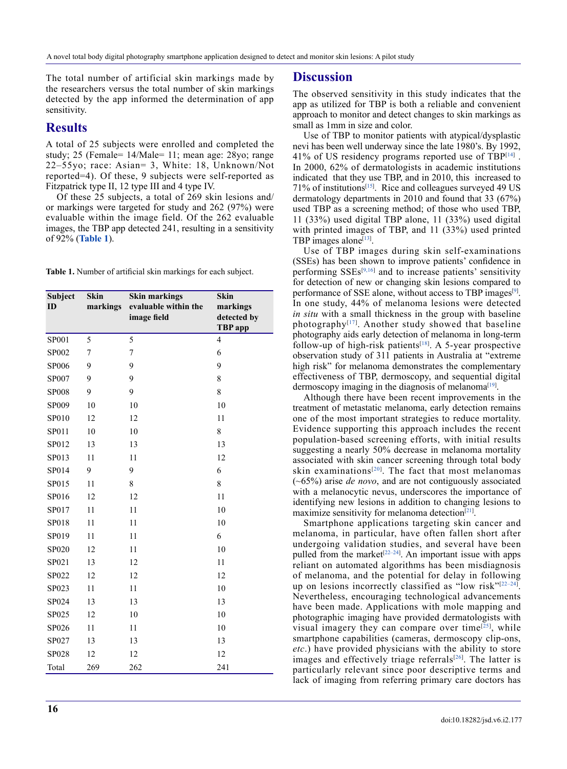The total number of artificial skin markings made by the researchers versus the total number of skin markings detected by the app informed the determination of app sensitivity.

## Results

A total of 25 subjects were enrolled and completed the study; 25 (Female= 14/Male= 11; mean age: 28yo; range 22–55yo; race: Asian= 3, White: 18, Unknown/Not reported=4). Of these, 9 subjects were self-reported as Fitzpatrick type II, 12 type III and 4 type IV.

Of these 25 subjects, a total of 269 skin lesions and/or markings were targeted for study and 262 (97%) were evaluable within the image field. Of the 262 evaluable images, the TBP app detected 241, resulting in a sensitivity of 92% (**Table 1**).

**Table 1.** Number of artificial skin markings for each subject.

| Subject ID | Skin markings | Skin markings evaluable within the image field | Skin markings detected by TBP app |
|---|---|---|---|
| SP001 | 5 | 5 | 4 |
| SP002 | 7 | 7 | 6 |
| SP006 | 9 | 9 | 9 |
| SP007 | 9 | 9 | 8 |
| SP008 | 9 | 9 | 8 |
| SP009 | 10 | 10 | 10 |
| SP010 | 12 | 12 | 11 |
| SP011 | 10 | 10 | 8 |
| SP012 | 13 | 13 | 13 |
| SP013 | 11 | 11 | 12 |
| SP014 | 9 | 9 | 6 |
| SP015 | 11 | 8 | 8 |
| SP016 | 12 | 12 | 11 |
| SP017 | 11 | 11 | 10 |
| SP018 | 11 | 11 | 10 |
| SP019 | 11 | 11 | 6 |
| SP020 | 12 | 11 | 10 |
| SP021 | 13 | 12 | 11 |
| SP022 | 12 | 12 | 12 |
| SP023 | 11 | 11 | 10 |
| SP024 | 13 | 13 | 13 |
| SP025 | 12 | 10 | 10 |
| SP026 | 11 | 11 | 10 |
| SP027 | 13 | 13 | 13 |
| SP028 | 12 | 12 | 12 |
| Total | 269 | 262 | 241 |

## Discussion

The observed sensitivity in this study indicates that the app as utilized for TBP is both a reliable and convenient approach to monitor and detect changes to skin markings as small as 1mm in size and color.

Use of TBP to monitor patients with atypical/dysplastic nevi has been well underway since the late 1980's. By 1992, 41% of US residency programs reported use of TBP[14] . In 2000, 62% of dermatologists in academic institutions indicated that they use TBP, and in 2010, this increased to 71% of institutions[15]. Rice and colleagues surveyed 49 US dermatology departments in 2010 and found that 33 (67%) used TBP as a screening method; of those who used TBP, 11 (33%) used digital TBP alone, 11 (33%) used digital with printed images of TBP, and 11 (33%) used printed TBP images alone[13].

Use of TBP images during skin self-examinations (SSEs) has been shown to improve patients' confidence in performing SSEs[9,16] and to increase patients' sensitivity for detection of new or changing skin lesions compared to performance of SSE alone, without access to TBP images[9]. In one study, 44% of melanoma lesions were detected *in situ* with a small thickness in the group with baseline photography[17]. Another study showed that baseline photography aids early detection of melanoma in long-term follow-up of high-risk patients[18]. A 5-year prospective observation study of 311 patients in Australia at "extreme high risk" for melanoma demonstrates the complementary effectiveness of TBP, dermoscopy, and sequential digital dermoscopy imaging in the diagnosis of melanoma[19].

Although there have been recent improvements in the treatment of metastatic melanoma, early detection remains one of the most important strategies to reduce mortality. Evidence supporting this approach includes the recent population-based screening efforts, with initial results suggesting a nearly 50% decrease in melanoma mortality associated with skin cancer screening through total body skin examinations[20]. The fact that most melanomas (~65%) arise *de novo*, and are not contiguously associated with a melanocytic nevus, underscores the importance of identifying new lesions in addition to changing lesions to maximize sensitivity for melanoma detection[21].

Smartphone applications targeting skin cancer and melanoma, in particular, have often fallen short after undergoing validation studies, and several have been pulled from the market[22–24]. An important issue with apps reliant on automated algorithms has been misdiagnosis of melanoma, and the potential for delay in following up on lesions incorrectly classified as "low risk"[22–24]. Nevertheless, encouraging technological advancements have been made. Applications with mole mapping and photographic imaging have provided dermatologists with visual imagery they can compare over time[25], while smartphone capabilities (cameras, dermoscopy clip-ons, *etc.*) have provided physicians with the ability to store images and effectively triage referrals[26]. The latter is particularly relevant since poor descriptive terms and lack of imaging from referring primary care doctors has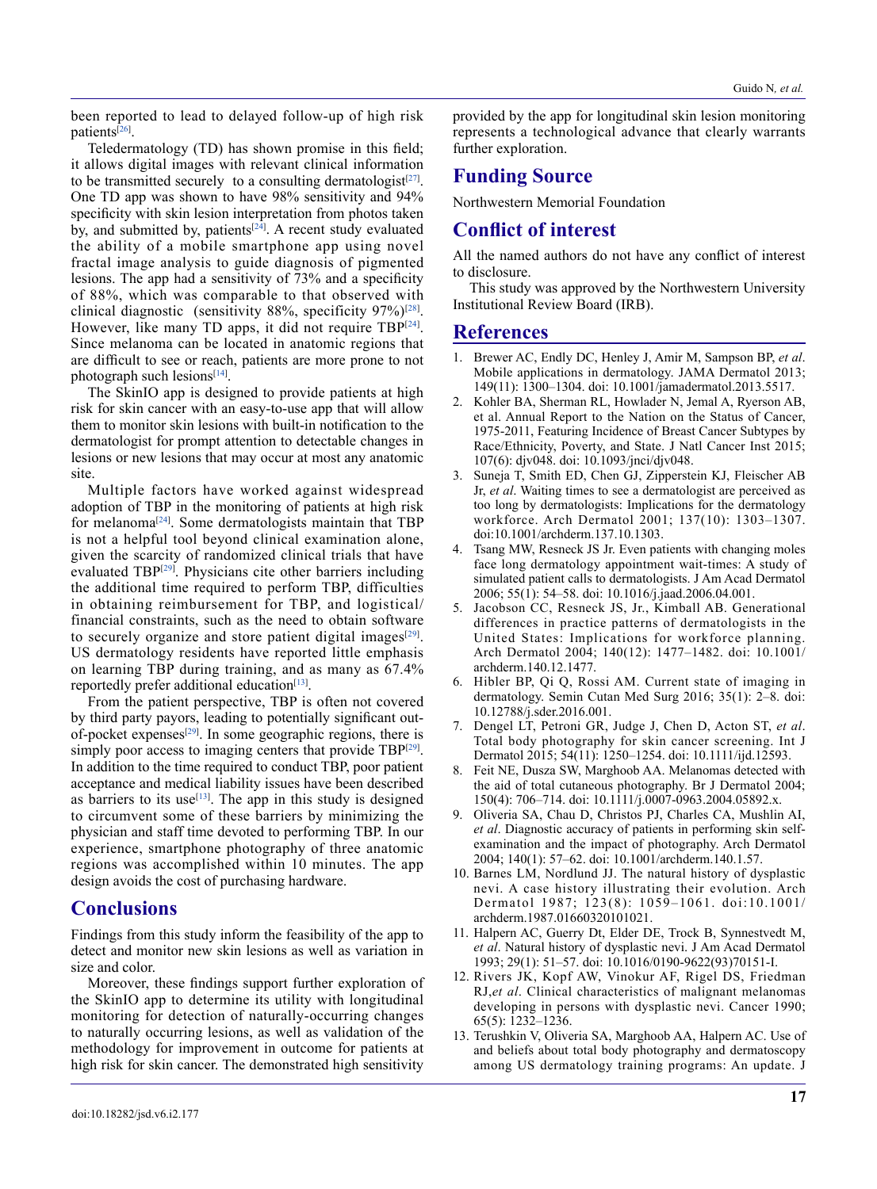been reported to lead to delayed follow-up of high risk patients[26].

Teledermatology (TD) has shown promise in this field; it allows digital images with relevant clinical information to be transmitted securely to a consulting dermatologist[27]. One TD app was shown to have 98% sensitivity and 94% specificity with skin lesion interpretation from photos taken by, and submitted by, patients[24]. A recent study evaluated the ability of a mobile smartphone app using novel fractal image analysis to guide diagnosis of pigmented lesions. The app had a sensitivity of 73% and a specificity of 88%, which was comparable to that observed with clinical diagnostic (sensitivity 88%, specificity 97%)[28]. However, like many TD apps, it did not require TBP[24]. Since melanoma can be located in anatomic regions that are difficult to see or reach, patients are more prone to not photograph such lesions[14].

The SkinIO app is designed to provide patients at high risk for skin cancer with an easy-to-use app that will allow them to monitor skin lesions with built-in notification to the dermatologist for prompt attention to detectable changes in lesions or new lesions that may occur at most any anatomic site.

Multiple factors have worked against widespread adoption of TBP in the monitoring of patients at high risk for melanoma[24]. Some dermatologists maintain that TBP is not a helpful tool beyond clinical examination alone, given the scarcity of randomized clinical trials that have evaluated TBP[29]. Physicians cite other barriers including the additional time required to perform TBP, difficulties in obtaining reimbursement for TBP, and logistical/financial constraints, such as the need to obtain software to securely organize and store patient digital images[29]. US dermatology residents have reported little emphasis on learning TBP during training, and as many as 67.4% reportedly prefer additional education[13].

From the patient perspective, TBP is often not covered by third party payors, leading to potentially significant out-of-pocket expenses[29]. In some geographic regions, there is simply poor access to imaging centers that provide TBP[29]. In addition to the time required to conduct TBP, poor patient acceptance and medical liability issues have been described as barriers to its use[13]. The app in this study is designed to circumvent some of these barriers by minimizing the physician and staff time devoted to performing TBP. In our experience, smartphone photography of three anatomic regions was accomplished within 10 minutes. The app design avoids the cost of purchasing hardware.

## Conclusions

Findings from this study inform the feasibility of the app to detect and monitor new skin lesions as well as variation in size and color.

Moreover, these findings support further exploration of the SkinIO app to determine its utility with longitudinal monitoring for detection of naturally-occurring changes to naturally occurring lesions, as well as validation of the methodology for improvement in outcome for patients at high risk for skin cancer. The demonstrated high sensitivity provided by the app for longitudinal skin lesion monitoring represents a technological advance that clearly warrants further exploration.

## Funding Source

Northwestern Memorial Foundation

## Conflict of interest

All the named authors do not have any conflict of interest to disclosure.

This study was approved by the Northwestern University Institutional Review Board (IRB).

## References

1. Brewer AC, Endly DC, Henley J, Amir M, Sampson BP, *et al*. Mobile applications in dermatology. JAMA Dermatol 2013; 149(11): 1300–1304. doi: 10.1001/jamadermatol.2013.5517.
2. Kohler BA, Sherman RL, Howlader N, Jemal A, Ryerson AB, et al. Annual Report to the Nation on the Status of Cancer, 1975-2011, Featuring Incidence of Breast Cancer Subtypes by Race/Ethnicity, Poverty, and State. J Natl Cancer Inst 2015; 107(6): djv048. doi: 10.1093/jnci/djv048.
3. Suneja T, Smith ED, Chen GJ, Zipperstein KJ, Fleischer AB Jr, *et al*. Waiting times to see a dermatologist are perceived as too long by dermatologists: Implications for the dermatology workforce. Arch Dermatol 2001; 137(10): 1303–1307. doi:10.1001/archderm.137.10.1303.
4. Tsang MW, Resneck JS Jr. Even patients with changing moles face long dermatology appointment wait-times: A study of simulated patient calls to dermatologists. J Am Acad Dermatol 2006; 55(1): 54–58. doi: 10.1016/j.jaad.2006.04.001.
5. Jacobson CC, Resneck JS, Jr., Kimball AB. Generational differences in practice patterns of dermatologists in the United States: Implications for workforce planning. Arch Dermatol 2004; 140(12): 1477–1482. doi: 10.1001/archderm.140.12.1477.
6. Hibler BP, Qi Q, Rossi AM. Current state of imaging in dermatology. Semin Cutan Med Surg 2016; 35(1): 2–8. doi: 10.12788/j.sder.2016.001.
7. Dengel LT, Petroni GR, Judge J, Chen D, Acton ST, *et al*. Total body photography for skin cancer screening. Int J Dermatol 2015; 54(11): 1250–1254. doi: 10.1111/ijd.12593.
8. Feit NE, Dusza SW, Marghoob AA. Melanomas detected with the aid of total cutaneous photography. Br J Dermatol 2004; 150(4): 706–714. doi: 10.1111/j.0007-0963.2004.05892.x.
9. Oliveria SA, Chau D, Christos PJ, Charles CA, Mushlin AI, *et al*. Diagnostic accuracy of patients in performing skin self-examination and the impact of photography. Arch Dermatol 2004; 140(1): 57–62. doi: 10.1001/archderm.140.1.57.
10. Barnes LM, Nordlund JJ. The natural history of dysplastic nevi. A case history illustrating their evolution. Arch Dermatol 1987; 123(8): 1059–1061. doi:10.1001/archderm.1987.01660320101021.
11. Halpern AC, Guerry Dt, Elder DE, Trock B, Synnestvedt M, *et al*. Natural history of dysplastic nevi. J Am Acad Dermatol 1993; 29(1): 51–57. doi: 10.1016/0190-9622(93)70151-I.
12. Rivers JK, Kopf AW, Vinokur AF, Rigel DS, Friedman RJ,*et al*. Clinical characteristics of malignant melanomas developing in persons with dysplastic nevi. Cancer 1990; 65(5): 1232–1236.
13. Terushkin V, Oliveria SA, Marghoob AA, Halpern AC. Use of and beliefs about total body photography and dermatoscopy among US dermatology training programs: An update. J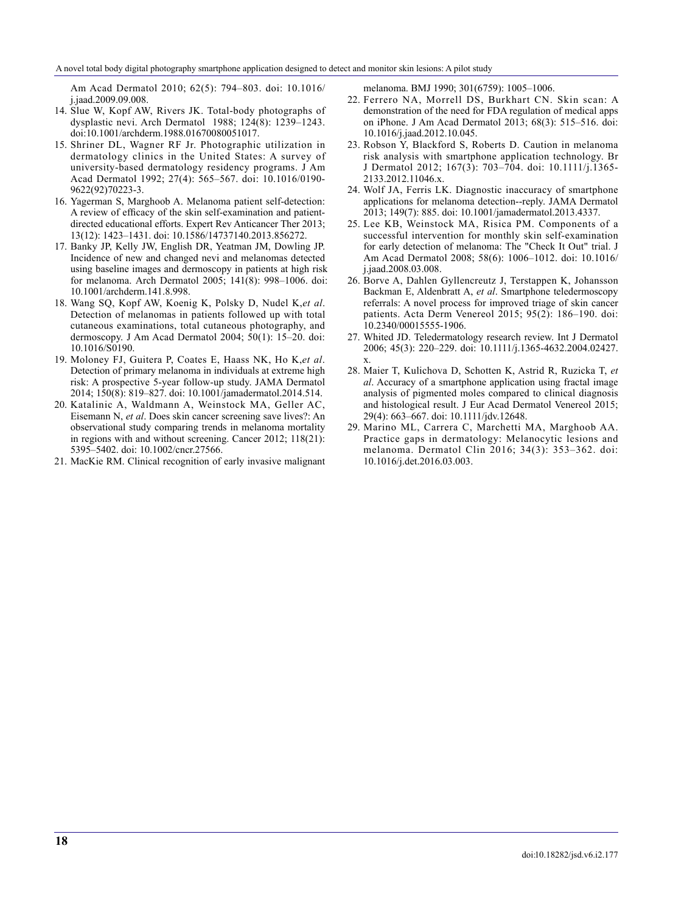Am Acad Dermatol 2010; 62(5): 794–803. doi: 10.1016/j.jaad.2009.09.008.

14. Slue W, Kopf AW, Rivers JK. Total-body photographs of dysplastic nevi. Arch Dermatol 1988; 124(8): 1239–1243. doi:10.1001/archderm.1988.01670080051017.
15. Shriner DL, Wagner RF Jr. Photographic utilization in dermatology clinics in the United States: A survey of university-based dermatology residency programs. J Am Acad Dermatol 1992; 27(4): 565–567. doi: 10.1016/0190-9622(92)70223-3.
16. Yagerman S, Marghoob A. Melanoma patient self-detection: A review of efficacy of the skin self-examination and patient-directed educational efforts. Expert Rev Anticancer Ther 2013; 13(12): 1423–1431. doi: 10.1586/14737140.2013.856272.
17. Banky JP, Kelly JW, English DR, Yeatman JM, Dowling JP. Incidence of new and changed nevi and melanomas detected using baseline images and dermoscopy in patients at high risk for melanoma. Arch Dermatol 2005; 141(8): 998–1006. doi: 10.1001/archderm.141.8.998.
18. Wang SQ, Kopf AW, Koenig K, Polsky D, Nudel K,*et al*. Detection of melanomas in patients followed up with total cutaneous examinations, total cutaneous photography, and dermoscopy. J Am Acad Dermatol 2004; 50(1): 15–20. doi: 10.1016/S0190.
19. Moloney FJ, Guitera P, Coates E, Haass NK, Ho K,*et al*. Detection of primary melanoma in individuals at extreme high risk: A prospective 5-year follow-up study. JAMA Dermatol 2014; 150(8): 819–827. doi: 10.1001/jamadermatol.2014.514.
20. Katalinic A, Waldmann A, Weinstock MA, Geller AC, Eisemann N, *et al*. Does skin cancer screening save lives?: An observational study comparing trends in melanoma mortality in regions with and without screening. Cancer 2012; 118(21): 5395–5402. doi: 10.1002/cncr.27566.
21. MacKie RM. Clinical recognition of early invasive malignant melanoma. BMJ 1990; 301(6759): 1005–1006.
22. Ferrero NA, Morrell DS, Burkhart CN. Skin scan: A demonstration of the need for FDA regulation of medical apps on iPhone. J Am Acad Dermatol 2013; 68(3): 515–516. doi: 10.1016/j.jaad.2012.10.045.
23. Robson Y, Blackford S, Roberts D. Caution in melanoma risk analysis with smartphone application technology. Br J Dermatol 2012; 167(3): 703–704. doi: 10.1111/j.1365-2133.2012.11046.x.
24. Wolf JA, Ferris LK. Diagnostic inaccuracy of smartphone applications for melanoma detection--reply. JAMA Dermatol 2013; 149(7): 885. doi: 10.1001/jamadermatol.2013.4337.
25. Lee KB, Weinstock MA, Risica PM. Components of a successful intervention for monthly skin self-examination for early detection of melanoma: The "Check It Out" trial. J Am Acad Dermatol 2008; 58(6): 1006–1012. doi: 10.1016/j.jaad.2008.03.008.
26. Borve A, Dahlen Gyllencreutz J, Terstappen K, Johansson Backman E, Aldenbratt A, *et al*. Smartphone teledermoscopy referrals: A novel process for improved triage of skin cancer patients. Acta Derm Venereol 2015; 95(2): 186–190. doi: 10.2340/00015555-1906.
27. Whited JD. Teledermatology research review. Int J Dermatol 2006; 45(3): 220–229. doi: 10.1111/j.1365-4632.2004.02427.x.
28. Maier T, Kulichova D, Schotten K, Astrid R, Ruzicka T, *et al*. Accuracy of a smartphone application using fractal image analysis of pigmented moles compared to clinical diagnosis and histological result. J Eur Acad Dermatol Venereol 2015; 29(4): 663–667. doi: 10.1111/jdv.12648.
29. Marino ML, Carrera C, Marchetti MA, Marghoob AA. Practice gaps in dermatology: Melanocytic lesions and melanoma. Dermatol Clin 2016; 34(3): 353–362. doi: 10.1016/j.det.2016.03.003.